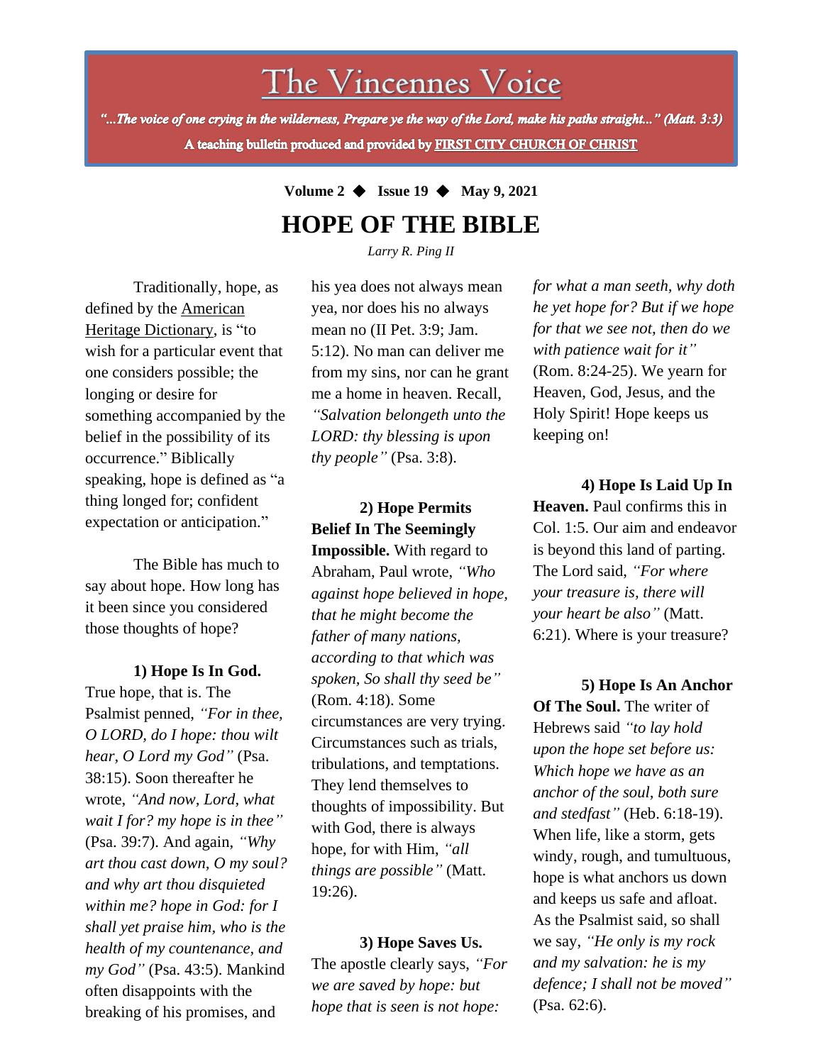# The Vincennes Voice

*"...The voice of one crying in the wilderness, Prepare ye the way of the Lord, make his paths straight..." (Matt. 3:3)*

**A teaching bulletin produced and provided by FIRST CITY CHURCH OF CHRIST**

**Volume 2 ◆ Issue 19 ◆ May 9, 2021**

## HOPE OF THE BIBLE

*Larry R. Ping II*

Traditionally, hope, as defined by the American Heritage Dictionary, is "to wish for a particular event that one considers possible; the longing or desire for something accompanied by the belief in the possibility of its occurrence." Biblically speaking, hope is defined as "a thing longed for; confident expectation or anticipation."

The Bible has much to say about hope. How long has it been since you considered those thoughts of hope?

**1) Hope Is In God.** True hope, that is. The Psalmist penned, *"For in thee, O LORD, do I hope: thou wilt hear, O Lord my God"* (Psa. 38:15). Soon thereafter he wrote, *"And now, Lord, what wait I for? my hope is in thee"* (Psa. 39:7). And again, *"Why art thou cast down, O my soul? and why art thou disquieted within me? hope in God: for I shall yet praise him, who is the health of my countenance, and my God"* (Psa. 43:5). Mankind often disappoints with the breaking of his promises, and his yea does not always mean yea, nor does his no always mean no (II Pet. 3:9; Jam. 5:12). No man can deliver me from my sins, nor can he grant me a home in heaven. Recall, *"Salvation belongeth unto the LORD: thy blessing is upon thy people"* (Psa. 3:8).

**2) Hope Permits Belief In The Seemingly Impossible.** With regard to Abraham, Paul wrote, *"Who against hope believed in hope, that he might become the father of many nations, according to that which was spoken, So shall thy seed be"* (Rom. 4:18). Some circumstances are very trying. Circumstances such as trials, tribulations, and temptations. They lend themselves to thoughts of impossibility. But with God, there is always hope, for with Him, *"all things are possible"* (Matt. 19:26).

**3) Hope Saves Us.** The apostle clearly says, *"For we are saved by hope: but hope that is seen is not hope: for what a man seeth, why doth he yet hope for? But if we hope for that we see not, then do we with patience wait for it"* (Rom. 8:24-25). We yearn for Heaven, God, Jesus, and the Holy Spirit! Hope keeps us keeping on!

**4) Hope Is Laid Up In Heaven.** Paul confirms this in Col. 1:5. Our aim and endeavor is beyond this land of parting. The Lord said, *"For where your treasure is, there will your heart be also"* (Matt. 6:21). Where is your treasure?

**5) Hope Is An Anchor Of The Soul.** The writer of Hebrews said *"to lay hold upon the hope set before us: Which hope we have as an anchor of the soul, both sure and stedfast"* (Heb. 6:18-19). When life, like a storm, gets windy, rough, and tumultuous, hope is what anchors us down and keeps us safe and afloat. As the Psalmist said, so shall we say, *"He only is my rock and my salvation: he is my defence; I shall not be moved"* (Psa. 62:6).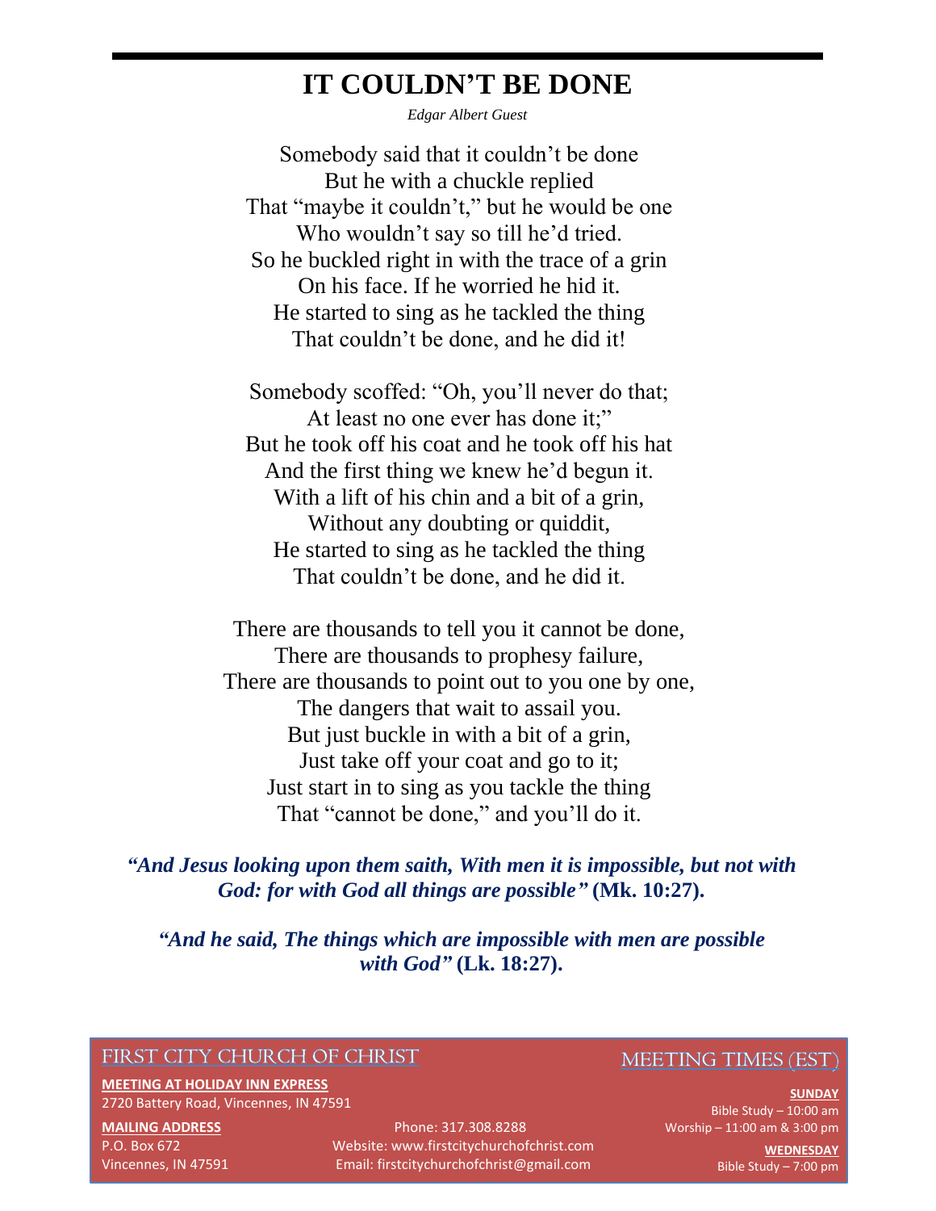# IT COULDN'T BE DONE

*Edgar Albert Guest*

Somebody said that it couldn't be done  
But he with a chuckle replied  
That "maybe it couldn't," but he would be one  
Who wouldn't say so till he'd tried.  
So he buckled right in with the trace of a grin  
On his face. If he worried he hid it.  
He started to sing as he tackled the thing  
That couldn't be done, and he did it!

Somebody scoffed: "Oh, you'll never do that;  
At least no one ever has done it;"  
But he took off his coat and he took off his hat  
And the first thing we knew he'd begun it.  
With a lift of his chin and a bit of a grin,  
Without any doubting or quiddit,  
He started to sing as he tackled the thing  
That couldn't be done, and he did it.

There are thousands to tell you it cannot be done,  
There are thousands to prophesy failure,  
There are thousands to point out to you one by one,  
The dangers that wait to assail you.  
But just buckle in with a bit of a grin,  
Just take off your coat and go to it;  
Just start in to sing as you tackle the thing  
That "cannot be done," and you'll do it.

***"And Jesus looking upon them saith, With men it is impossible, but not with God: for with God all things are possible"*** **(Mk. 10:27).**

***"And he said, The things which are impossible with men are possible with God"*** **(Lk. 18:27).**

FIRST CITY CHURCH OF CHRIST

**MEETING AT HOLIDAY INN EXPRESS**  
2720 Battery Road, Vincennes, IN 47591

**MAILING ADDRESS**  
P.O. Box 672  
Vincennes, IN 47591

Phone: 317.308.8288  
Website: www.firstcitychurchofchrist.com  
Email: firstcitychurchofchrist@gmail.com

MEETING TIMES (EST)

**SUNDAY**  
Bible Study – 10:00 am  
Worship – 11:00 am & 3:00 pm

**WEDNESDAY**  
Bible Study – 7:00 pm